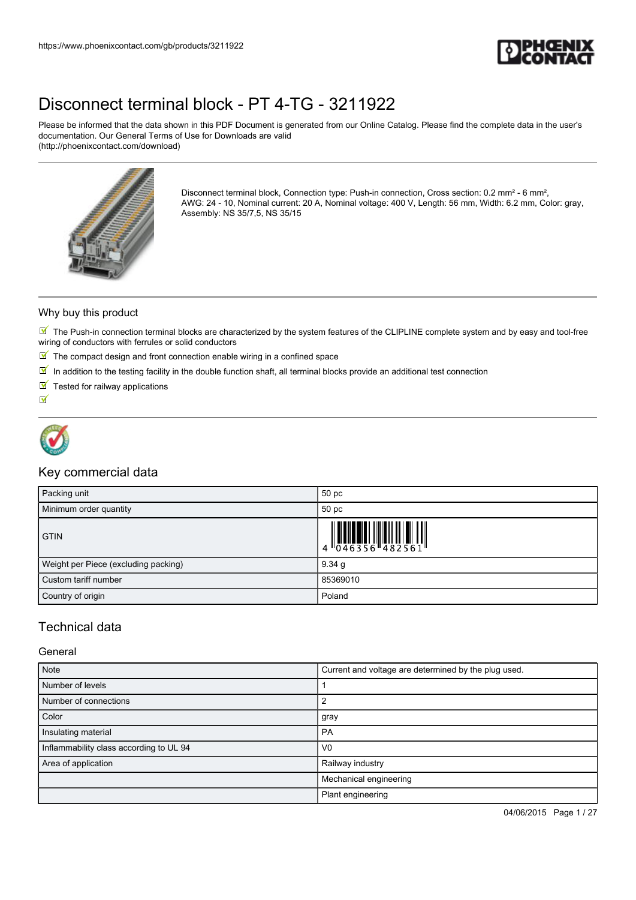# Disconnect terminal block - PT 4-TG - 3211922

Please be informed that the data shown in this PDF Document is generated from our Online Catalog. Please find the complete data in the user's documentation. Our General Terms of Use for Downloads are valid (http://phoenixcontact.com/download)

Disconnect terminal block, Connection type: Push-in connection, Cross section: 0.2 mm² - 6 mm², AWG: 24 - 10, Nominal current: 20 A, Nominal voltage: 400 V, Length: 56 mm, Width: 6.2 mm, Color: gray, Assembly: NS 35/7,5, NS 35/15

## Why buy this product

- The Push-in connection terminal blocks are characterized by the system features of the CLIPLINE complete system and by easy and tool-free wiring of conductors with ferrules or solid conductors
- The compact design and front connection enable wiring in a confined space
- In addition to the testing facility in the double function shaft, all terminal blocks provide an additional test connection
- Tested for railway applications

## Key commercial data

| Packing unit | 50 pc |
|---|---|
| Minimum order quantity | 50 pc |
| GTIN | 4 046356 482561 |
| Weight per Piece (excluding packing) | 9.34 g |
| Custom tariff number | 85369010 |
| Country of origin | Poland |

## Technical data

### General

| Note | Current and voltage are determined by the plug used. |
|---|---|
| Number of levels | 1 |
| Number of connections | 2 |
| Color | gray |
| Insulating material | PA |
| Inflammability class according to UL 94 | V0 |
| Area of application | Railway industry |
| | Mechanical engineering |
| | Plant engineering |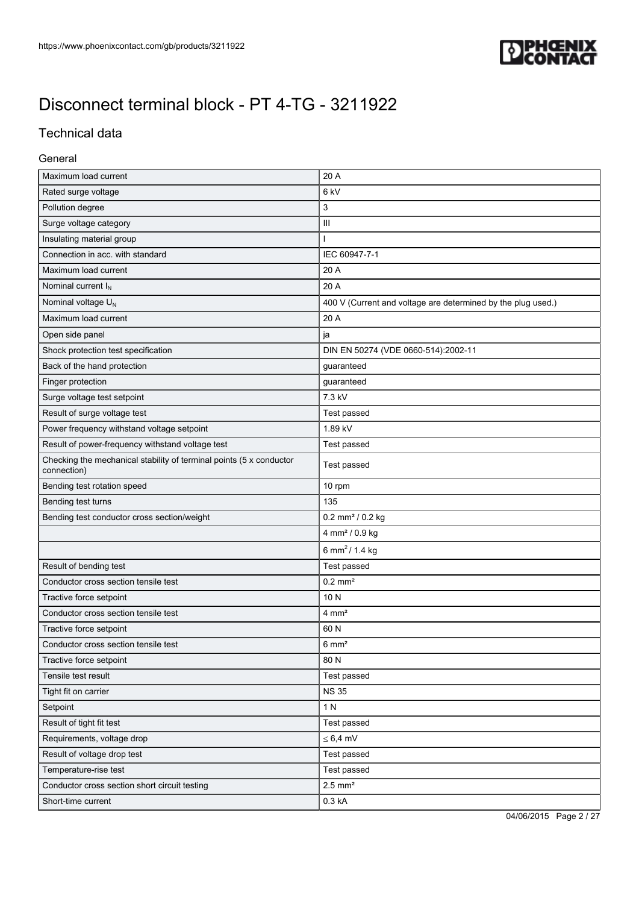# Disconnect terminal block - PT 4-TG - 3211922

## Technical data

### General

| | |
|---|---|
| Maximum load current | 20 A |
| Rated surge voltage | 6 kV |
| Pollution degree | 3 |
| Surge voltage category | III |
| Insulating material group | I |
| Connection in acc. with standard | IEC 60947-7-1 |
| Maximum load current | 20 A |
| Nominal current $I_N$ | 20 A |
| Nominal voltage $U_N$ | 400 V (Current and voltage are determined by the plug used.) |
| Maximum load current | 20 A |
| Open side panel | ja |
| Shock protection test specification | DIN EN 50274 (VDE 0660-514):2002-11 |
| Back of the hand protection | guaranteed |
| Finger protection | guaranteed |
| Surge voltage test setpoint | 7.3 kV |
| Result of surge voltage test | Test passed |
| Power frequency withstand voltage setpoint | 1.89 kV |
| Result of power-frequency withstand voltage test | Test passed |
| Checking the mechanical stability of terminal points (5 x conductor connection) | Test passed |
| Bending test rotation speed | 10 rpm |
| Bending test turns | 135 |
| Bending test conductor cross section/weight | 0.2 mm² / 0.2 kg |
| | 4 mm² / 0.9 kg |
| | 6 mm² / 1.4 kg |
| Result of bending test | Test passed |
| Conductor cross section tensile test | 0.2 mm² |
| Tractive force setpoint | 10 N |
| Conductor cross section tensile test | 4 mm² |
| Tractive force setpoint | 60 N |
| Conductor cross section tensile test | 6 mm² |
| Tractive force setpoint | 80 N |
| Tensile test result | Test passed |
| Tight fit on carrier | NS 35 |
| Setpoint | 1 N |
| Result of tight fit test | Test passed |
| Requirements, voltage drop | ≤ 6,4 mV |
| Result of voltage drop test | Test passed |
| Temperature-rise test | Test passed |
| Conductor cross section short circuit testing | 2.5 mm² |
| Short-time current | 0.3 kA |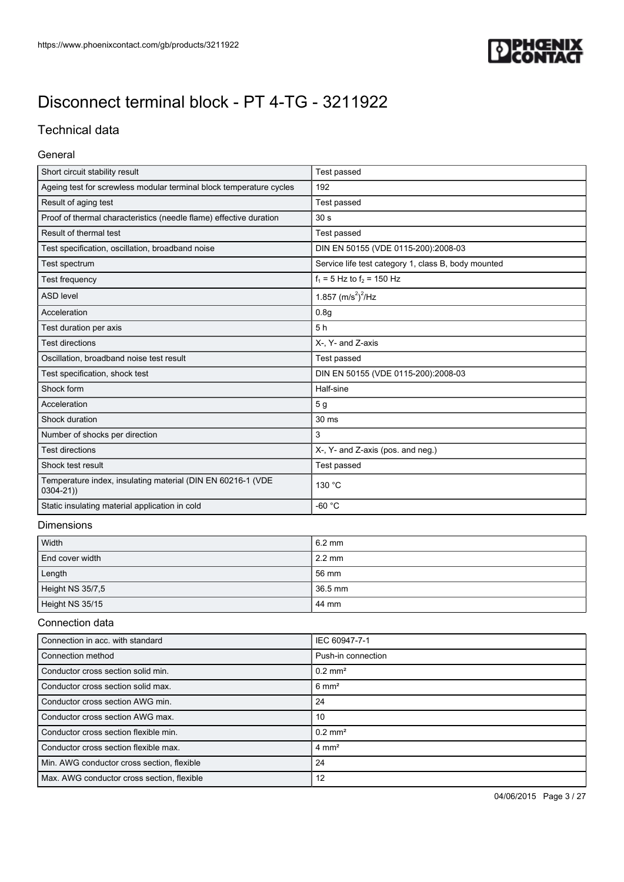# Disconnect terminal block - PT 4-TG - 3211922

## Technical data

### General

| | |
|---|---|
| Short circuit stability result | Test passed |
| Ageing test for screwless modular terminal block temperature cycles | 192 |
| Result of aging test | Test passed |
| Proof of thermal characteristics (needle flame) effective duration | 30 s |
| Result of thermal test | Test passed |
| Test specification, oscillation, broadband noise | DIN EN 50155 (VDE 0115-200):2008-03 |
| Test spectrum | Service life test category 1, class B, body mounted |
| Test frequency | $f_1$ = 5 Hz to $f_2$ = 150 Hz |
| ASD level | 1.857 $(m/s^2)^2/Hz$ |
| Acceleration | 0.8g |
| Test duration per axis | 5 h |
| Test directions | X-, Y- and Z-axis |
| Oscillation, broadband noise test result | Test passed |
| Test specification, shock test | DIN EN 50155 (VDE 0115-200):2008-03 |
| Shock form | Half-sine |
| Acceleration | 5 g |
| Shock duration | 30 ms |
| Number of shocks per direction | 3 |
| Test directions | X-, Y- and Z-axis (pos. and neg.) |
| Shock test result | Test passed |
| Temperature index, insulating material (DIN EN 60216-1 (VDE 0304-21)) | 130 °C |
| Static insulating material application in cold | -60 °C |

### Dimensions

| | |
|---|---|
| Width | 6.2 mm |
| End cover width | 2.2 mm |
| Length | 56 mm |
| Height NS 35/7,5 | 36.5 mm |
| Height NS 35/15 | 44 mm |

### Connection data

| | |
|---|---|
| Connection in acc. with standard | IEC 60947-7-1 |
| Connection method | Push-in connection |
| Conductor cross section solid min. | 0.2 mm² |
| Conductor cross section solid max. | 6 mm² |
| Conductor cross section AWG min. | 24 |
| Conductor cross section AWG max. | 10 |
| Conductor cross section flexible min. | 0.2 mm² |
| Conductor cross section flexible max. | 4 mm² |
| Min. AWG conductor cross section, flexible | 24 |
| Max. AWG conductor cross section, flexible | 12 |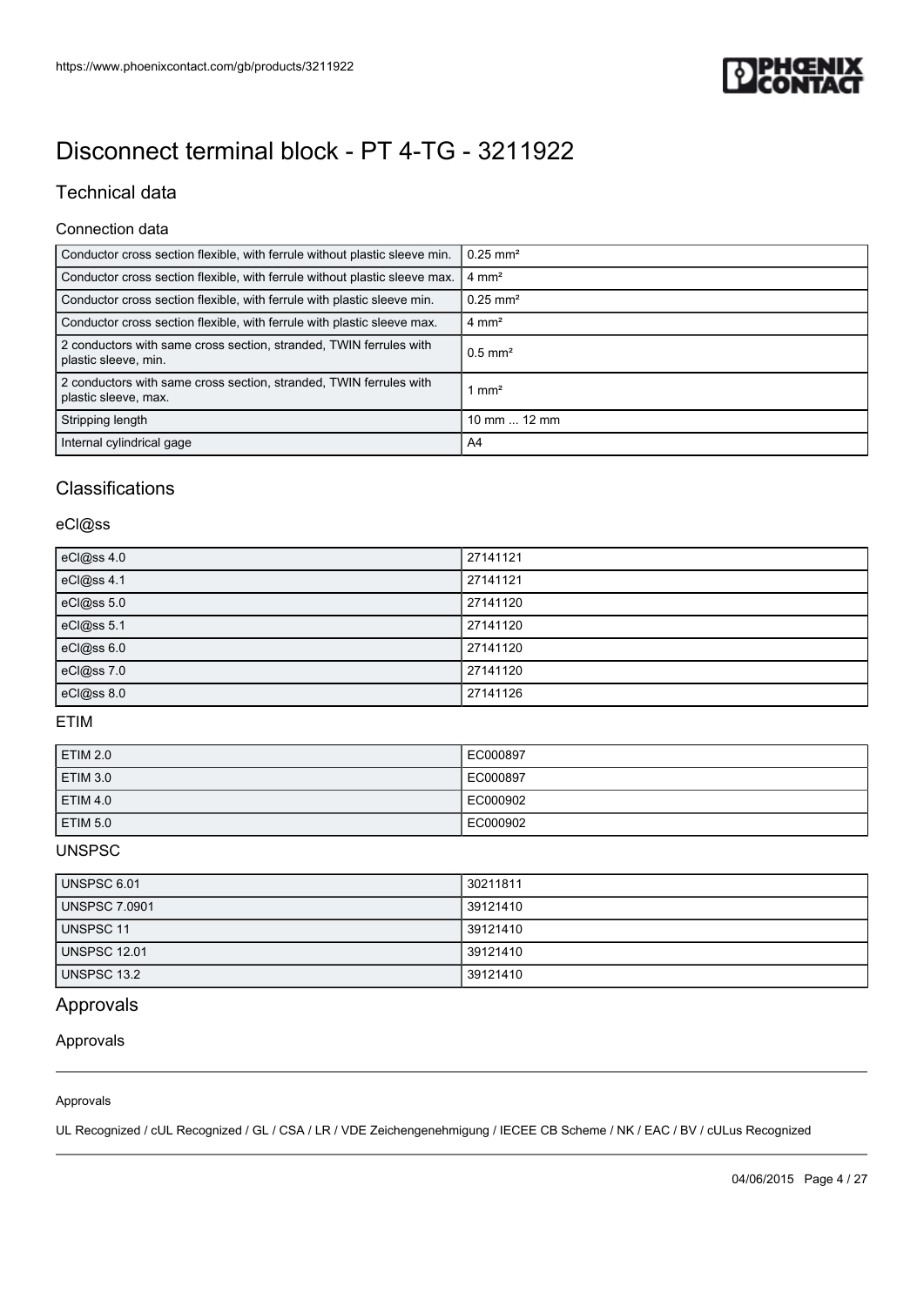# Disconnect terminal block - PT 4-TG - 3211922

## Technical data

### Connection data

| | |
|---|---|
| Conductor cross section flexible, with ferrule without plastic sleeve min. | 0.25 mm² |
| Conductor cross section flexible, with ferrule without plastic sleeve max. | 4 mm² |
| Conductor cross section flexible, with ferrule with plastic sleeve min. | 0.25 mm² |
| Conductor cross section flexible, with ferrule with plastic sleeve max. | 4 mm² |
| 2 conductors with same cross section, stranded, TWIN ferrules with plastic sleeve, min. | 0.5 mm² |
| 2 conductors with same cross section, stranded, TWIN ferrules with plastic sleeve, max. | 1 mm² |
| Stripping length | 10 mm ... 12 mm |
| Internal cylindrical gage | A4 |

## Classifications

### eCl@ss

| | |
|---|---|
| eCl@ss 4.0 | 27141121 |
| eCl@ss 4.1 | 27141121 |
| eCl@ss 5.0 | 27141120 |
| eCl@ss 5.1 | 27141120 |
| eCl@ss 6.0 | 27141120 |
| eCl@ss 7.0 | 27141120 |
| eCl@ss 8.0 | 27141126 |

### ETIM

| | |
|---|---|
| ETIM 2.0 | EC000897 |
| ETIM 3.0 | EC000897 |
| ETIM 4.0 | EC000902 |
| ETIM 5.0 | EC000902 |

### UNSPSC

| | |
|---|---|
| UNSPSC 6.01 | 30211811 |
| UNSPSC 7.0901 | 39121410 |
| UNSPSC 11 | 39121410 |
| UNSPSC 12.01 | 39121410 |
| UNSPSC 13.2 | 39121410 |

## Approvals

### Approvals

Approvals

UL Recognized / cUL Recognized / GL / CSA / LR / VDE Zeichengenehmigung / IECEE CB Scheme / NK / EAC / BV / cULus Recognized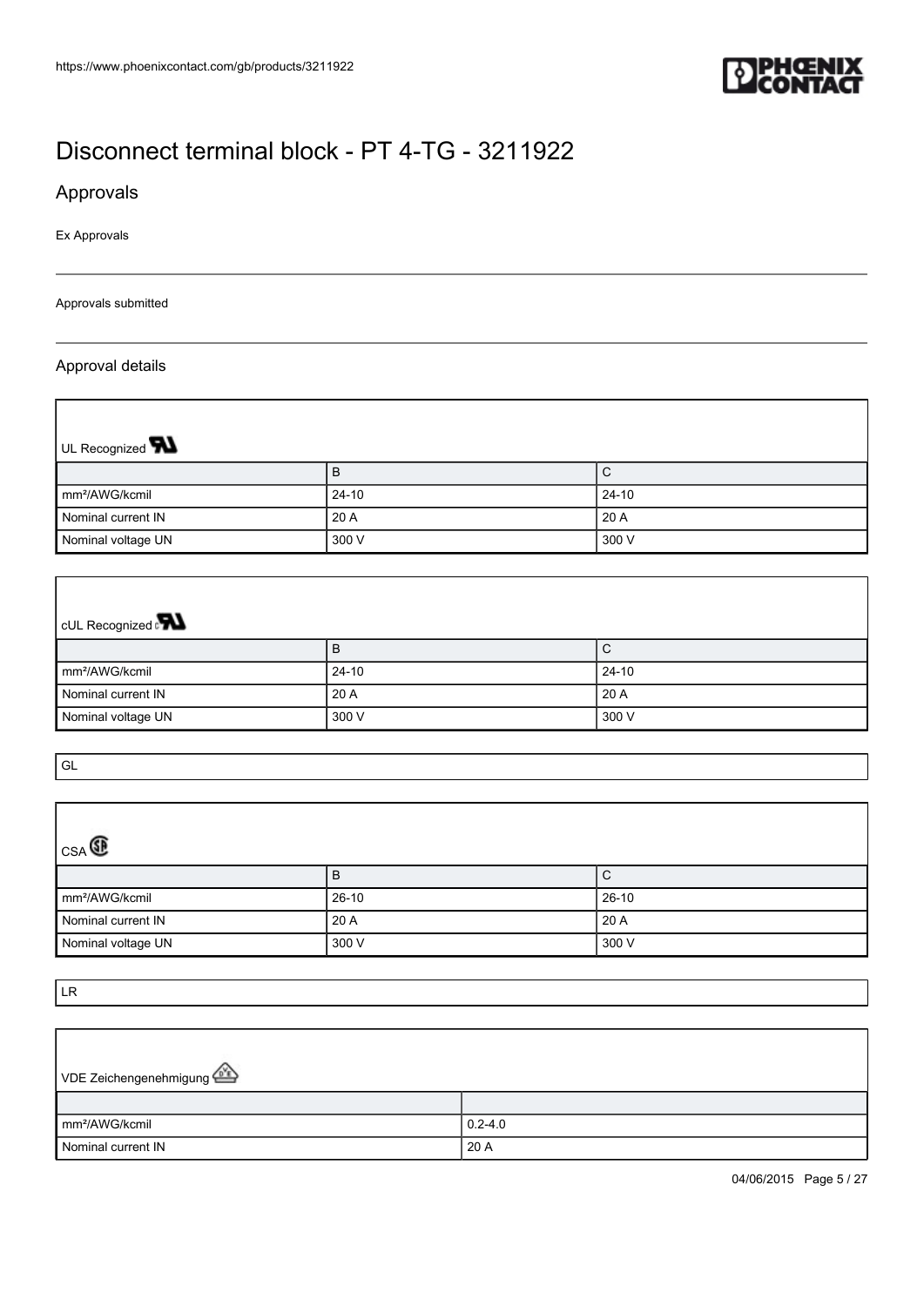# Disconnect terminal block - PT 4-TG - 3211922

## Approvals

Ex Approvals

Approvals submitted

### Approval details

| UL Recognized | | |
|---|---|---|
| | B | C |
| mm²/AWG/kcmil | 24-10 | 24-10 |
| Nominal current IN | 20 A | 20 A |
| Nominal voltage UN | 300 V | 300 V |

| cUL Recognized | | |
|---|---|---|
| | B | C |
| mm²/AWG/kcmil | 24-10 | 24-10 |
| Nominal current IN | 20 A | 20 A |
| Nominal voltage UN | 300 V | 300 V |

GL

| CSA | | |
|---|---|---|
| | B | C |
| mm²/AWG/kcmil | 26-10 | 26-10 |
| Nominal current IN | 20 A | 20 A |
| Nominal voltage UN | 300 V | 300 V |

LR

| VDE Zeichengenehmigung | |
|---|---|
| | |
| mm²/AWG/kcmil | 0.2-4.0 |
| Nominal current IN | 20 A |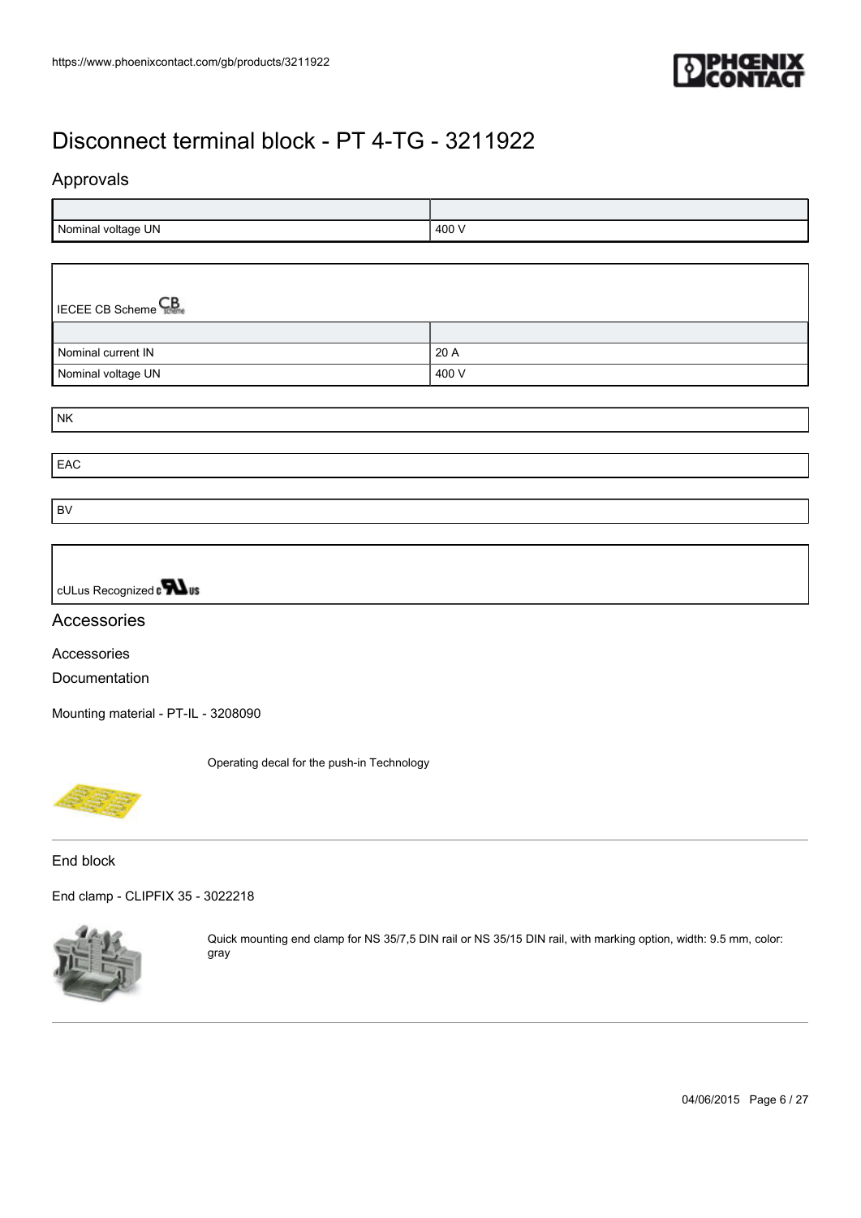# Disconnect terminal block - PT 4-TG - 3211922

## Approvals

| | |
|---|---|
| Nominal voltage UN | 400 V |

IECEE CB Scheme

| | |
|---|---|
| Nominal current IN | 20 A |
| Nominal voltage UN | 400 V |

NK

EAC

BV

cULus Recognized

## Accessories

Accessories

Documentation

Mounting material - PT-IL - 3208090

Operating decal for the push-in Technology

End block

End clamp - CLIPFIX 35 - 3022218

Quick mounting end clamp for NS 35/7,5 DIN rail or NS 35/15 DIN rail, with marking option, width: 9.5 mm, color: gray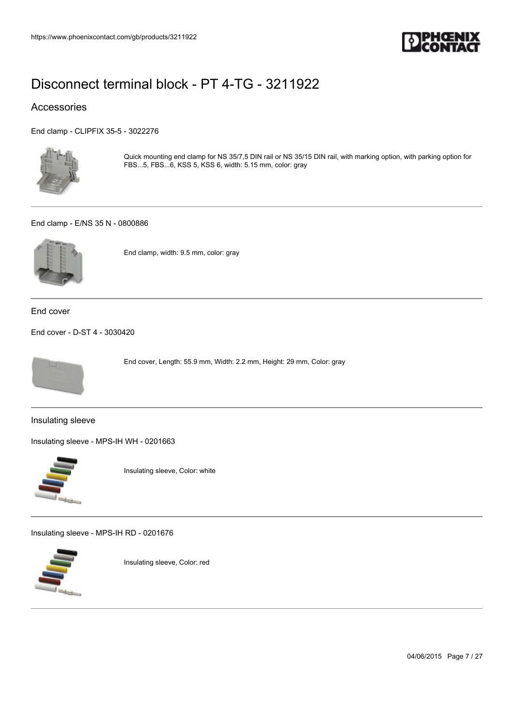# Disconnect terminal block - PT 4-TG - 3211922

## Accessories

End clamp - CLIPFIX 35-5 - 3022276

Quick mounting end clamp for NS 35/7,5 DIN rail or NS 35/15 DIN rail, with marking option, with parking option for FBS...5, FBS...6, KSS 5, KSS 6, width: 5.15 mm, color: gray

---

End clamp - E/NS 35 N - 0800886

End clamp, width: 9.5 mm, color: gray

---

End cover

End cover - D-ST 4 - 3030420

End cover, Length: 55.9 mm, Width: 2.2 mm, Height: 29 mm, Color: gray

---

Insulating sleeve

Insulating sleeve - MPS-IH WH - 0201663

Insulating sleeve, Color: white

---

Insulating sleeve - MPS-IH RD - 0201676

Insulating sleeve, Color: red

---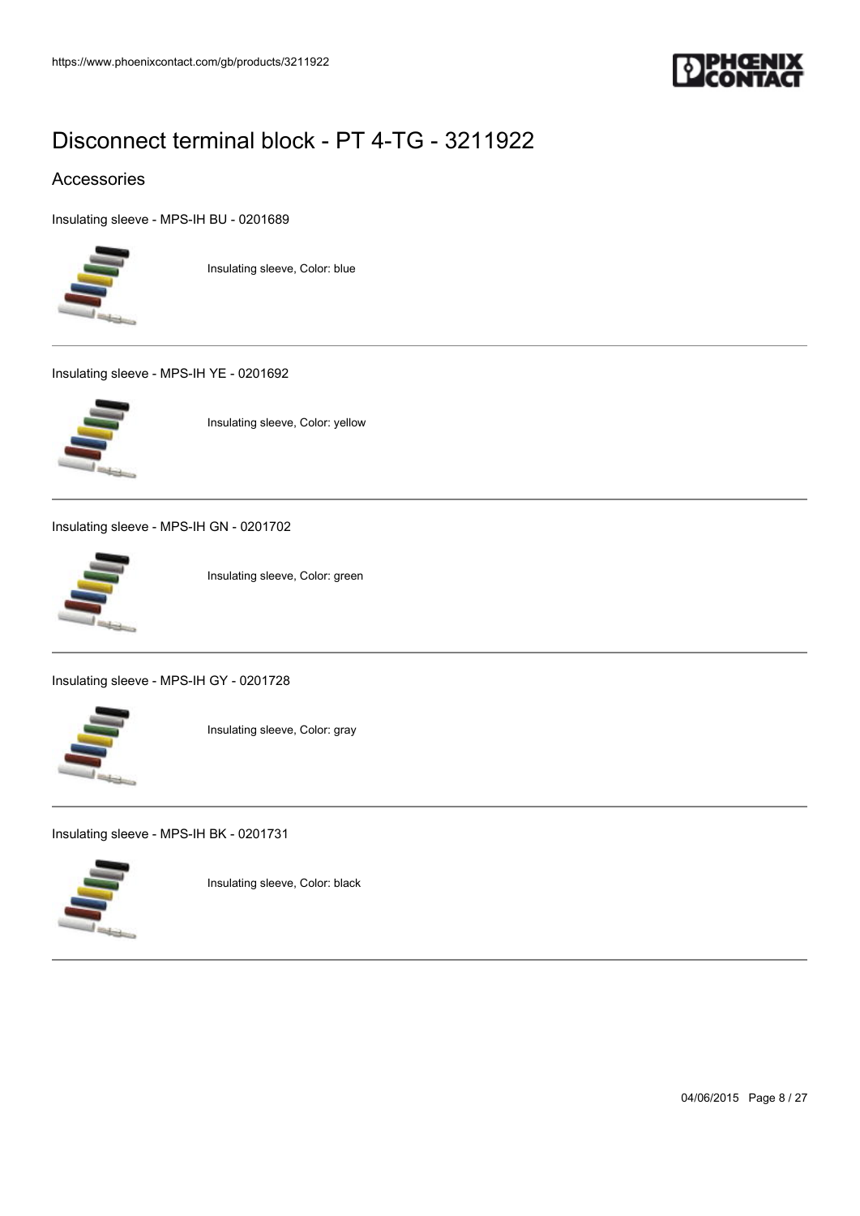# Disconnect terminal block - PT 4-TG - 3211922

## Accessories

Insulating sleeve - MPS-IH BU - 0201689

Insulating sleeve, Color: blue

---

Insulating sleeve - MPS-IH YE - 0201692

Insulating sleeve, Color: yellow

---

Insulating sleeve - MPS-IH GN - 0201702

Insulating sleeve, Color: green

---

Insulating sleeve - MPS-IH GY - 0201728

Insulating sleeve, Color: gray

---

Insulating sleeve - MPS-IH BK - 0201731

Insulating sleeve, Color: black

---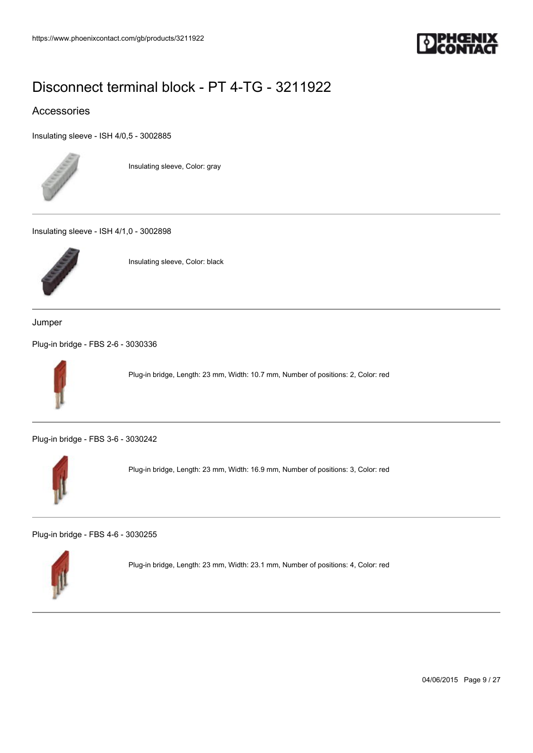# Disconnect terminal block - PT 4-TG - 3211922

## Accessories

Insulating sleeve - ISH 4/0,5 - 3002885

Insulating sleeve, Color: gray

Insulating sleeve - ISH 4/1,0 - 3002898

Insulating sleeve, Color: black

### Jumper

Plug-in bridge - FBS 2-6 - 3030336

Plug-in bridge, Length: 23 mm, Width: 10.7 mm, Number of positions: 2, Color: red

Plug-in bridge - FBS 3-6 - 3030242

Plug-in bridge, Length: 23 mm, Width: 16.9 mm, Number of positions: 3, Color: red

Plug-in bridge - FBS 4-6 - 3030255

Plug-in bridge, Length: 23 mm, Width: 23.1 mm, Number of positions: 4, Color: red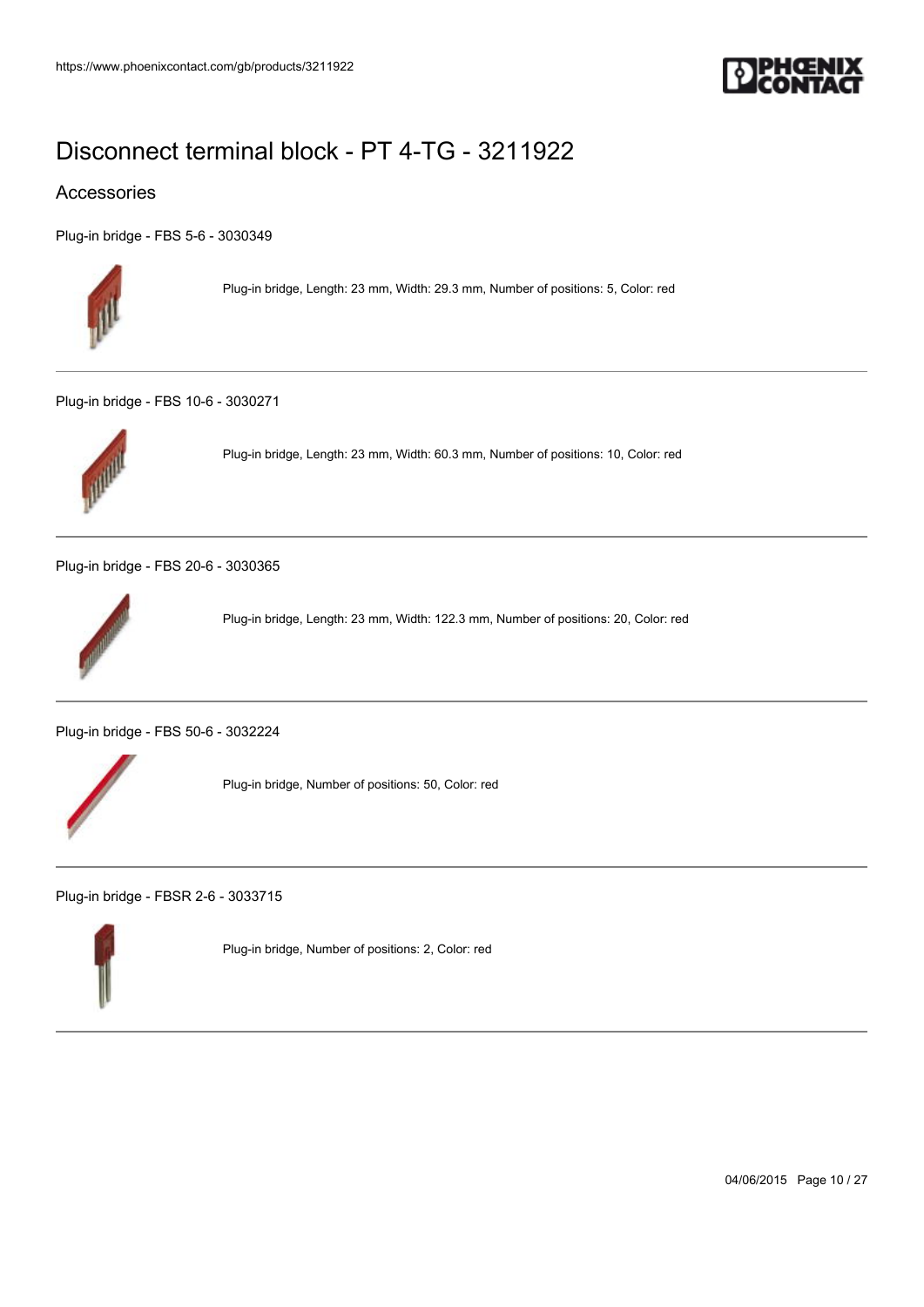# Disconnect terminal block - PT 4-TG - 3211922

## Accessories

Plug-in bridge - FBS 5-6 - 3030349

Plug-in bridge, Length: 23 mm, Width: 29.3 mm, Number of positions: 5, Color: red

---

Plug-in bridge - FBS 10-6 - 3030271

Plug-in bridge, Length: 23 mm, Width: 60.3 mm, Number of positions: 10, Color: red

---

Plug-in bridge - FBS 20-6 - 3030365

Plug-in bridge, Length: 23 mm, Width: 122.3 mm, Number of positions: 20, Color: red

---

Plug-in bridge - FBS 50-6 - 3032224

Plug-in bridge, Number of positions: 50, Color: red

---

Plug-in bridge - FBSR 2-6 - 3033715

Plug-in bridge, Number of positions: 2, Color: red

---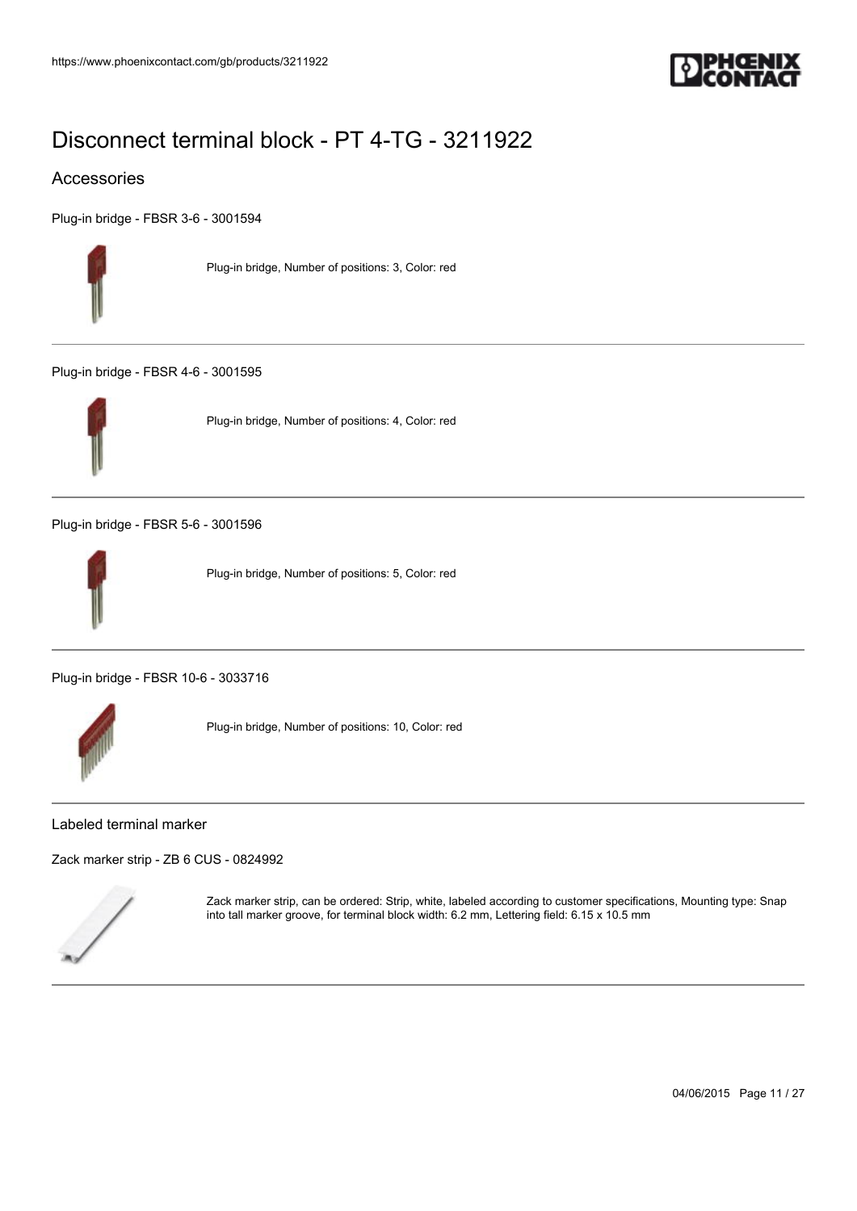# Disconnect terminal block - PT 4-TG - 3211922

## Accessories

Plug-in bridge - FBSR 3-6 - 3001594

Plug-in bridge, Number of positions: 3, Color: red

Plug-in bridge - FBSR 4-6 - 3001595

Plug-in bridge, Number of positions: 4, Color: red

Plug-in bridge - FBSR 5-6 - 3001596

Plug-in bridge, Number of positions: 5, Color: red

Plug-in bridge - FBSR 10-6 - 3033716

Plug-in bridge, Number of positions: 10, Color: red

### Labeled terminal marker

Zack marker strip - ZB 6 CUS - 0824992

Zack marker strip, can be ordered: Strip, white, labeled according to customer specifications, Mounting type: Snap into tall marker groove, for terminal block width: 6.2 mm, Lettering field: 6.15 x 10.5 mm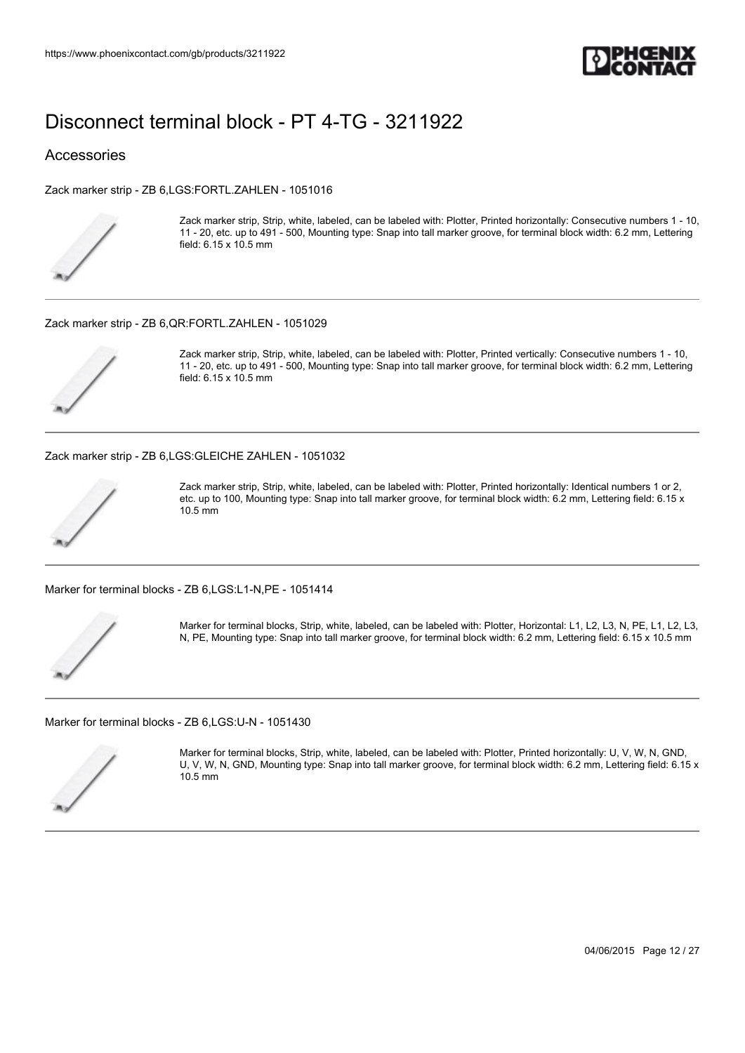# Disconnect terminal block - PT 4-TG - 3211922

## Accessories

Zack marker strip - ZB 6,LGS:FORTL.ZAHLEN - 1051016

Zack marker strip, Strip, white, labeled, can be labeled with: Plotter, Printed horizontally: Consecutive numbers 1 - 10, 11 - 20, etc. up to 491 - 500, Mounting type: Snap into tall marker groove, for terminal block width: 6.2 mm, Lettering field: 6.15 x 10.5 mm

---

Zack marker strip - ZB 6,QR:FORTL.ZAHLEN - 1051029

Zack marker strip, Strip, white, labeled, can be labeled with: Plotter, Printed vertically: Consecutive numbers 1 - 10, 11 - 20, etc. up to 491 - 500, Mounting type: Snap into tall marker groove, for terminal block width: 6.2 mm, Lettering field: 6.15 x 10.5 mm

---

Zack marker strip - ZB 6,LGS:GLEICHE ZAHLEN - 1051032

Zack marker strip, Strip, white, labeled, can be labeled with: Plotter, Printed horizontally: Identical numbers 1 or 2, etc. up to 100, Mounting type: Snap into tall marker groove, for terminal block width: 6.2 mm, Lettering field: 6.15 x 10.5 mm

---

Marker for terminal blocks - ZB 6,LGS:L1-N,PE - 1051414

Marker for terminal blocks, Strip, white, labeled, can be labeled with: Plotter, Horizontal: L1, L2, L3, N, PE, L1, L2, L3, N, PE, Mounting type: Snap into tall marker groove, for terminal block width: 6.2 mm, Lettering field: 6.15 x 10.5 mm

---

Marker for terminal blocks - ZB 6,LGS:U-N - 1051430

Marker for terminal blocks, Strip, white, labeled, can be labeled with: Plotter, Printed horizontally: U, V, W, N, GND, U, V, W, N, GND, Mounting type: Snap into tall marker groove, for terminal block width: 6.2 mm, Lettering field: 6.15 x 10.5 mm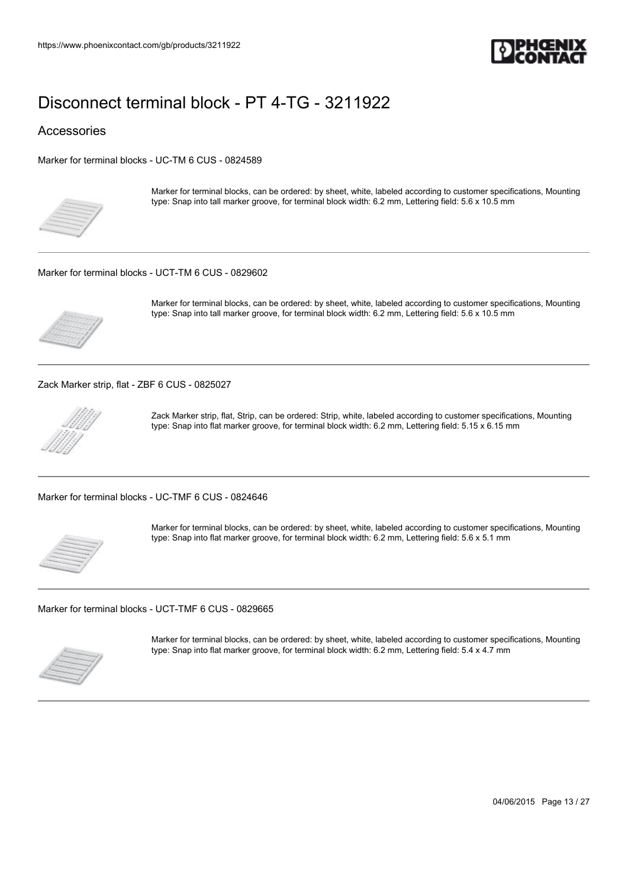# Disconnect terminal block - PT 4-TG - 3211922

## Accessories

Marker for terminal blocks - UC-TM 6 CUS - 0824589

Marker for terminal blocks, can be ordered: by sheet, white, labeled according to customer specifications, Mounting type: Snap into tall marker groove, for terminal block width: 6.2 mm, Lettering field: 5.6 x 10.5 mm

---

Marker for terminal blocks - UCT-TM 6 CUS - 0829602

Marker for terminal blocks, can be ordered: by sheet, white, labeled according to customer specifications, Mounting type: Snap into tall marker groove, for terminal block width: 6.2 mm, Lettering field: 5.6 x 10.5 mm

---

Zack Marker strip, flat - ZBF 6 CUS - 0825027

Zack Marker strip, flat, Strip, can be ordered: Strip, white, labeled according to customer specifications, Mounting type: Snap into flat marker groove, for terminal block width: 6.2 mm, Lettering field: 5.15 x 6.15 mm

---

Marker for terminal blocks - UC-TMF 6 CUS - 0824646

Marker for terminal blocks, can be ordered: by sheet, white, labeled according to customer specifications, Mounting type: Snap into flat marker groove, for terminal block width: 6.2 mm, Lettering field: 5.6 x 5.1 mm

---

Marker for terminal blocks - UCT-TMF 6 CUS - 0829665

Marker for terminal blocks, can be ordered: by sheet, white, labeled according to customer specifications, Mounting type: Snap into flat marker groove, for terminal block width: 6.2 mm, Lettering field: 5.4 x 4.7 mm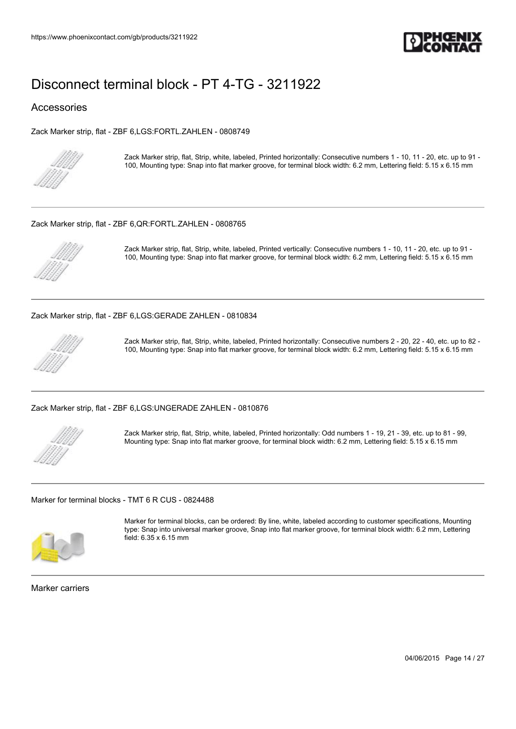# Disconnect terminal block - PT 4-TG - 3211922

## Accessories

Zack Marker strip, flat - ZBF 6,LGS:FORTL.ZAHLEN - 0808749

Zack Marker strip, flat, Strip, white, labeled, Printed horizontally: Consecutive numbers 1 - 10, 11 - 20, etc. up to 91 - 100, Mounting type: Snap into flat marker groove, for terminal block width: 6.2 mm, Lettering field: 5.15 x 6.15 mm

---

Zack Marker strip, flat - ZBF 6,QR:FORTL.ZAHLEN - 0808765

Zack Marker strip, flat, Strip, white, labeled, Printed vertically: Consecutive numbers 1 - 10, 11 - 20, etc. up to 91 - 100, Mounting type: Snap into flat marker groove, for terminal block width: 6.2 mm, Lettering field: 5.15 x 6.15 mm

---

Zack Marker strip, flat - ZBF 6,LGS:GERADE ZAHLEN - 0810834

Zack Marker strip, flat, Strip, white, labeled, Printed horizontally: Consecutive numbers 2 - 20, 22 - 40, etc. up to 82 - 100, Mounting type: Snap into flat marker groove, for terminal block width: 6.2 mm, Lettering field: 5.15 x 6.15 mm

---

Zack Marker strip, flat - ZBF 6,LGS:UNGERADE ZAHLEN - 0810876

Zack Marker strip, flat, Strip, white, labeled, Printed horizontally: Odd numbers 1 - 19, 21 - 39, etc. up to 81 - 99, Mounting type: Snap into flat marker groove, for terminal block width: 6.2 mm, Lettering field: 5.15 x 6.15 mm

---

Marker for terminal blocks - TMT 6 R CUS - 0824488

Marker for terminal blocks, can be ordered: By line, white, labeled according to customer specifications, Mounting type: Snap into universal marker groove, Snap into flat marker groove, for terminal block width: 6.2 mm, Lettering field: 6.35 x 6.15 mm

---

Marker carriers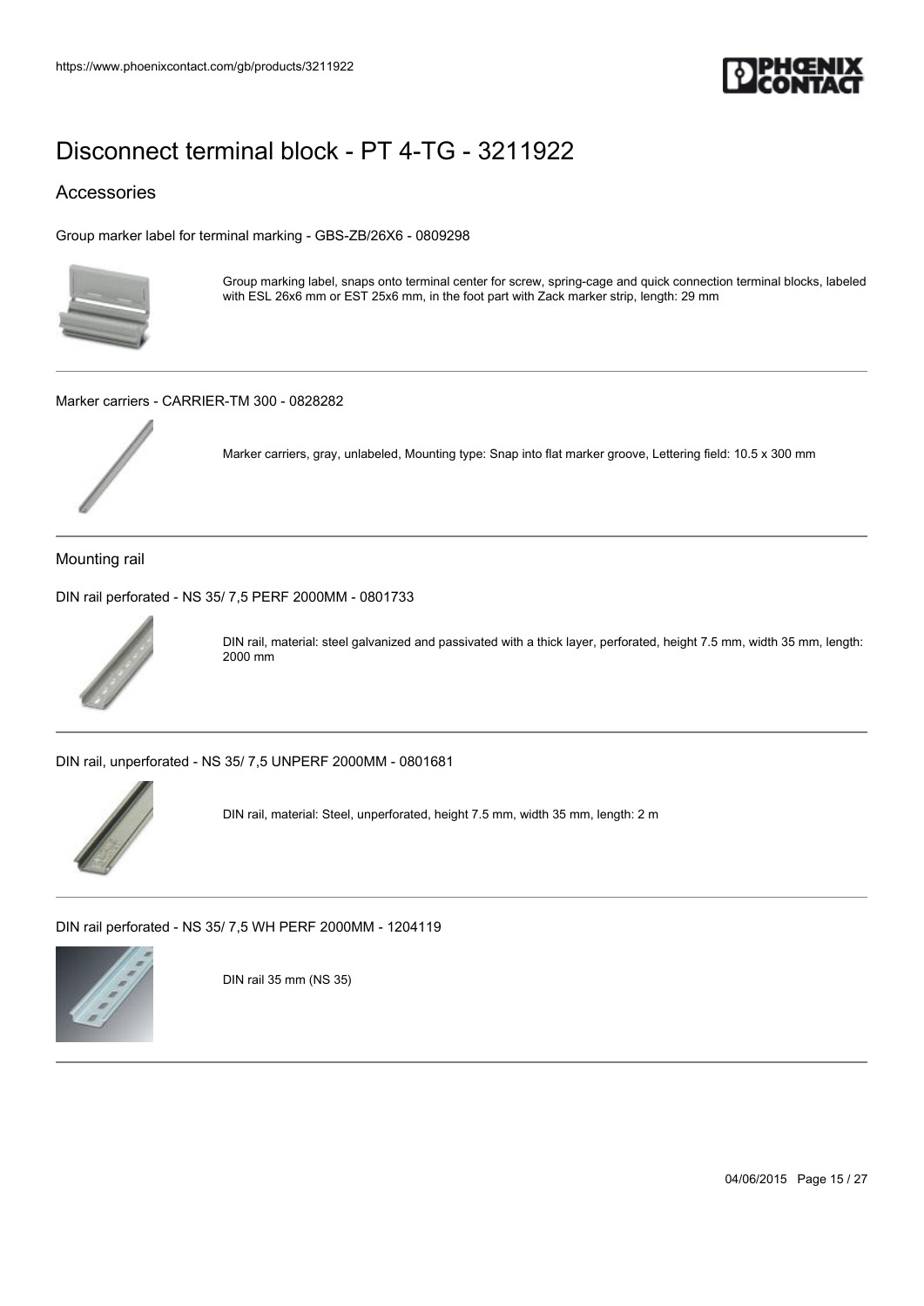# Disconnect terminal block - PT 4-TG - 3211922

## Accessories

Group marker label for terminal marking - GBS-ZB/26X6 - 0809298

Group marking label, snaps onto terminal center for screw, spring-cage and quick connection terminal blocks, labeled with ESL 26x6 mm or EST 25x6 mm, in the foot part with Zack marker strip, length: 29 mm

---

Marker carriers - CARRIER-TM 300 - 0828282

Marker carriers, gray, unlabeled, Mounting type: Snap into flat marker groove, Lettering field: 10.5 x 300 mm

---

Mounting rail

DIN rail perforated - NS 35/ 7,5 PERF 2000MM - 0801733

DIN rail, material: steel galvanized and passivated with a thick layer, perforated, height 7.5 mm, width 35 mm, length: 2000 mm

---

DIN rail, unperforated - NS 35/ 7,5 UNPERF 2000MM - 0801681

DIN rail, material: Steel, unperforated, height 7.5 mm, width 35 mm, length: 2 m

---

DIN rail perforated - NS 35/ 7,5 WH PERF 2000MM - 1204119

DIN rail 35 mm (NS 35)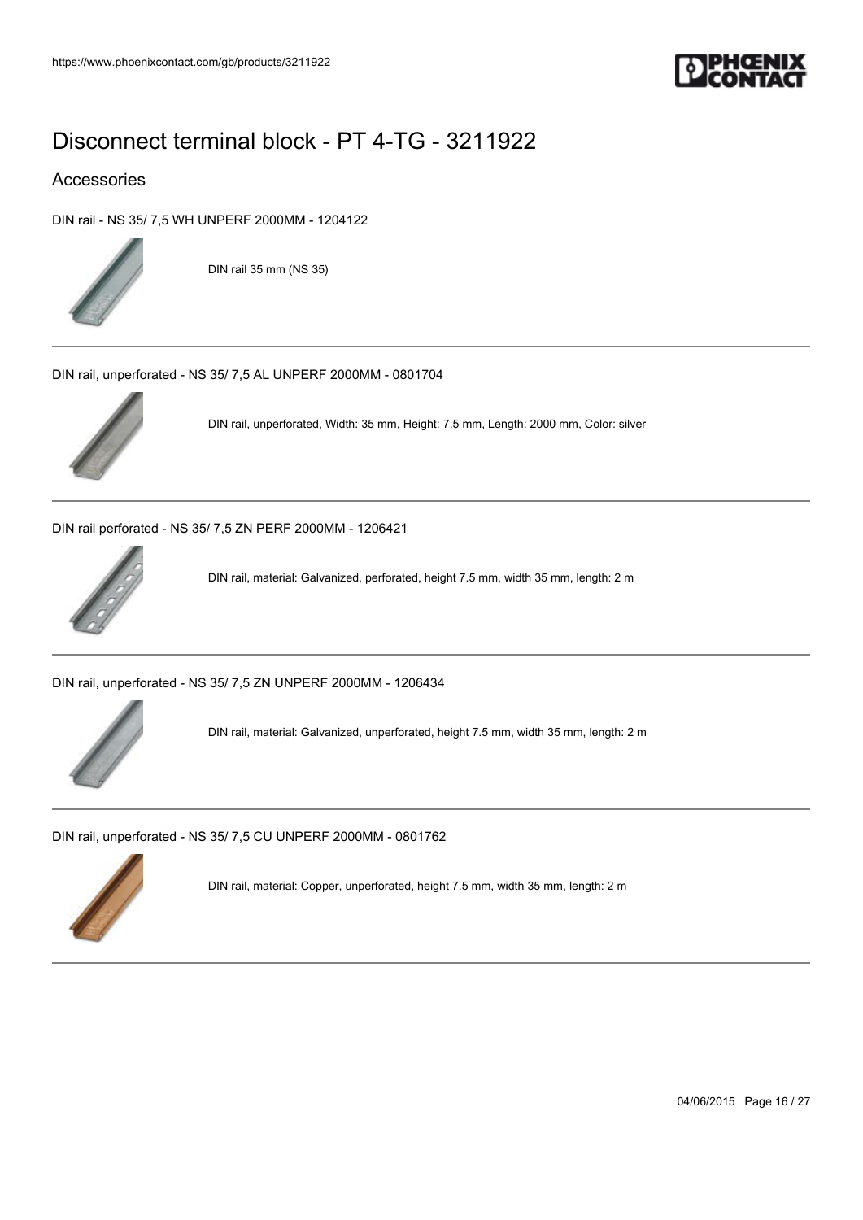# Disconnect terminal block - PT 4-TG - 3211922

## Accessories

DIN rail - NS 35/ 7,5 WH UNPERF 2000MM - 1204122

DIN rail 35 mm (NS 35)

---

DIN rail, unperforated - NS 35/ 7,5 AL UNPERF 2000MM - 0801704

DIN rail, unperforated, Width: 35 mm, Height: 7.5 mm, Length: 2000 mm, Color: silver

---

DIN rail perforated - NS 35/ 7,5 ZN PERF 2000MM - 1206421

DIN rail, material: Galvanized, perforated, height 7.5 mm, width 35 mm, length: 2 m

---

DIN rail, unperforated - NS 35/ 7,5 ZN UNPERF 2000MM - 1206434

DIN rail, material: Galvanized, unperforated, height 7.5 mm, width 35 mm, length: 2 m

---

DIN rail, unperforated - NS 35/ 7,5 CU UNPERF 2000MM - 0801762

DIN rail, material: Copper, unperforated, height 7.5 mm, width 35 mm, length: 2 m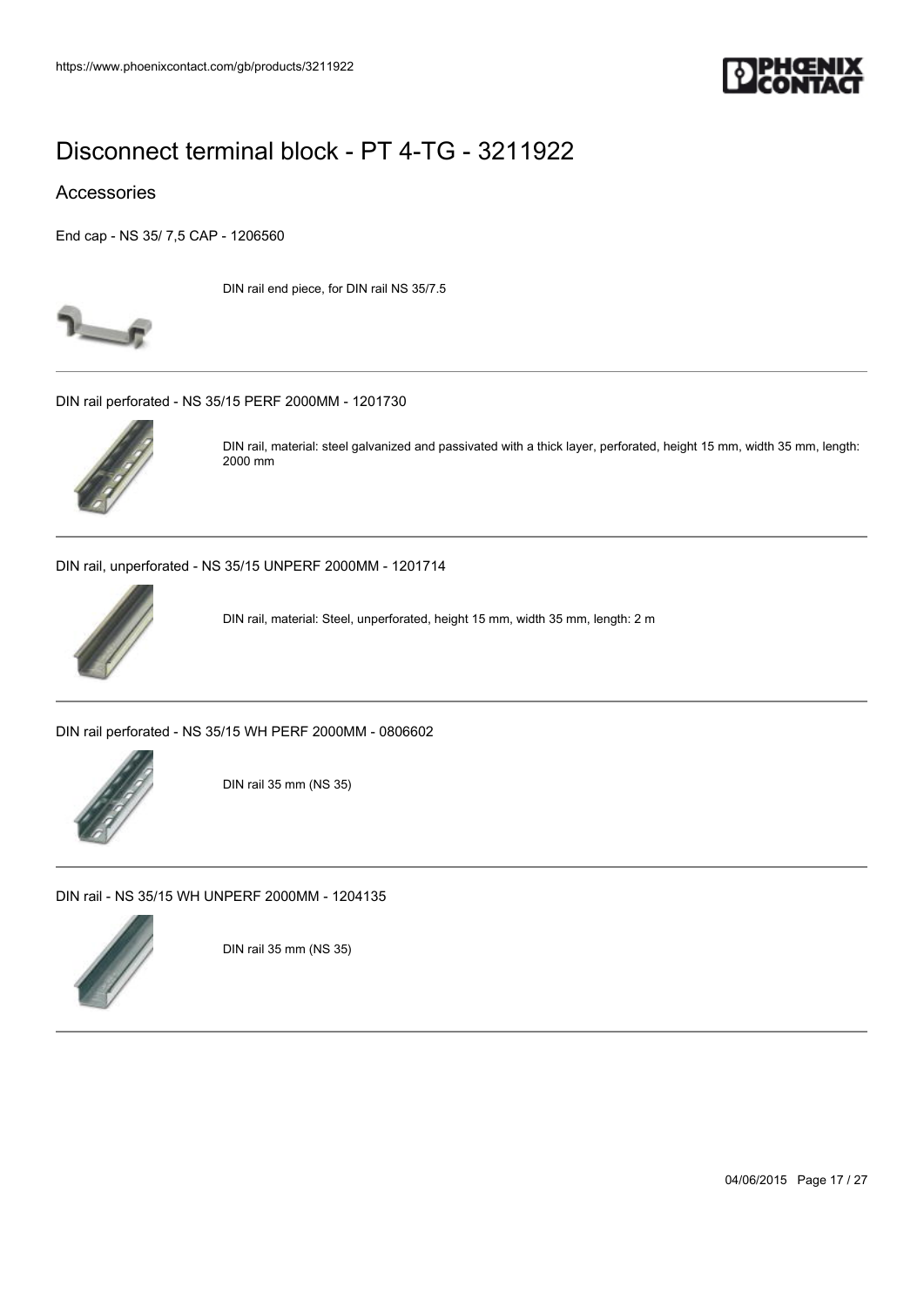# Disconnect terminal block - PT 4-TG - 3211922

## Accessories

End cap - NS 35/ 7,5 CAP - 1206560

DIN rail end piece, for DIN rail NS 35/7.5

---

DIN rail perforated - NS 35/15 PERF 2000MM - 1201730

DIN rail, material: steel galvanized and passivated with a thick layer, perforated, height 15 mm, width 35 mm, length: 2000 mm

---

DIN rail, unperforated - NS 35/15 UNPERF 2000MM - 1201714

DIN rail, material: Steel, unperforated, height 15 mm, width 35 mm, length: 2 m

---

DIN rail perforated - NS 35/15 WH PERF 2000MM - 0806602

DIN rail 35 mm (NS 35)

---

DIN rail - NS 35/15 WH UNPERF 2000MM - 1204135

DIN rail 35 mm (NS 35)

---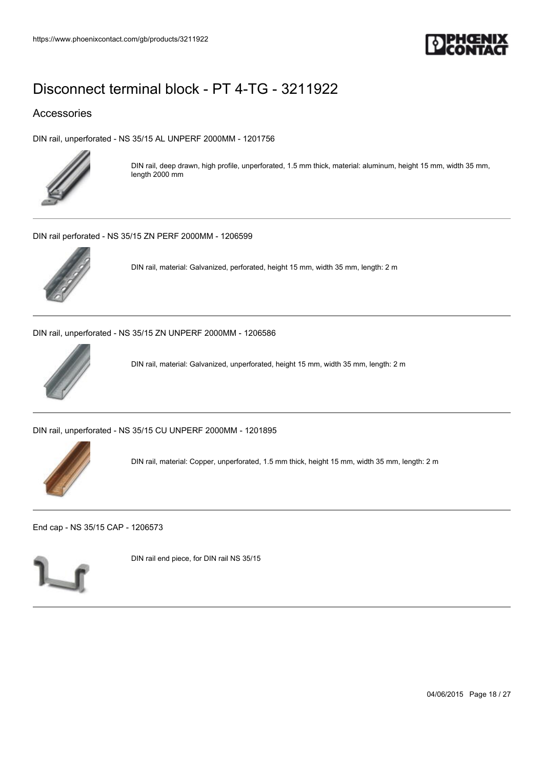# Disconnect terminal block - PT 4-TG - 3211922

## Accessories

DIN rail, unperforated - NS 35/15 AL UNPERF 2000MM - 1201756

DIN rail, deep drawn, high profile, unperforated, 1.5 mm thick, material: aluminum, height 15 mm, width 35 mm, length 2000 mm

---

DIN rail perforated - NS 35/15 ZN PERF 2000MM - 1206599

DIN rail, material: Galvanized, perforated, height 15 mm, width 35 mm, length: 2 m

---

DIN rail, unperforated - NS 35/15 ZN UNPERF 2000MM - 1206586

DIN rail, material: Galvanized, unperforated, height 15 mm, width 35 mm, length: 2 m

---

DIN rail, unperforated - NS 35/15 CU UNPERF 2000MM - 1201895

DIN rail, material: Copper, unperforated, 1.5 mm thick, height 15 mm, width 35 mm, length: 2 m

---

End cap - NS 35/15 CAP - 1206573

DIN rail end piece, for DIN rail NS 35/15

---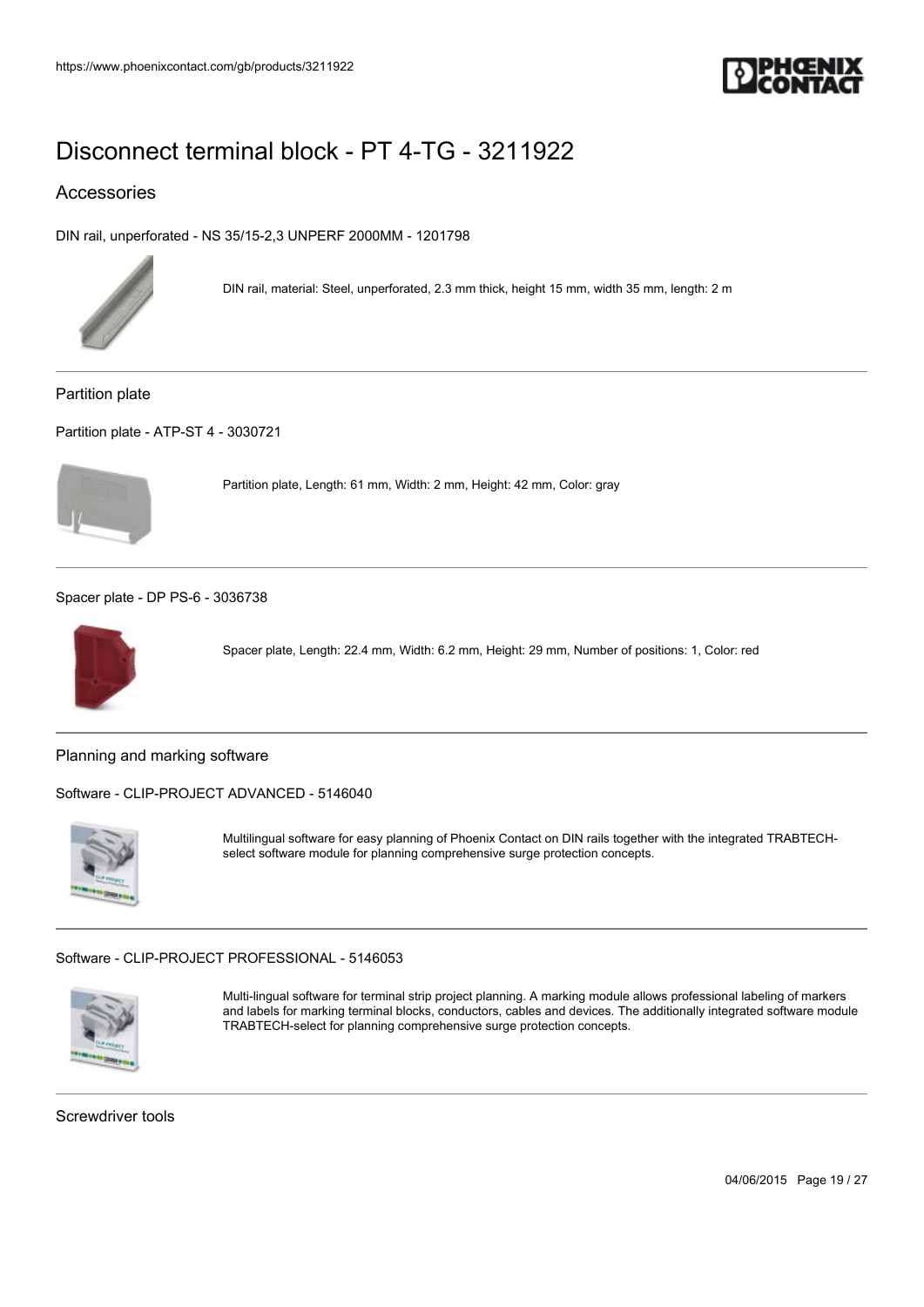# Disconnect terminal block - PT 4-TG - 3211922

## Accessories

DIN rail, unperforated - NS 35/15-2,3 UNPERF 2000MM - 1201798

DIN rail, material: Steel, unperforated, 2.3 mm thick, height 15 mm, width 35 mm, length: 2 m

### Partition plate

Partition plate - ATP-ST 4 - 3030721

Partition plate, Length: 61 mm, Width: 2 mm, Height: 42 mm, Color: gray

Spacer plate - DP PS-6 - 3036738

Spacer plate, Length: 22.4 mm, Width: 6.2 mm, Height: 29 mm, Number of positions: 1, Color: red

### Planning and marking software

Software - CLIP-PROJECT ADVANCED - 5146040

Multilingual software for easy planning of Phoenix Contact on DIN rails together with the integrated TRABTECH-select software module for planning comprehensive surge protection concepts.

Software - CLIP-PROJECT PROFESSIONAL - 5146053

Multi-lingual software for terminal strip project planning. A marking module allows professional labeling of markers and labels for marking terminal blocks, conductors, cables and devices. The additionally integrated software module TRABTECH-select for planning comprehensive surge protection concepts.

### Screwdriver tools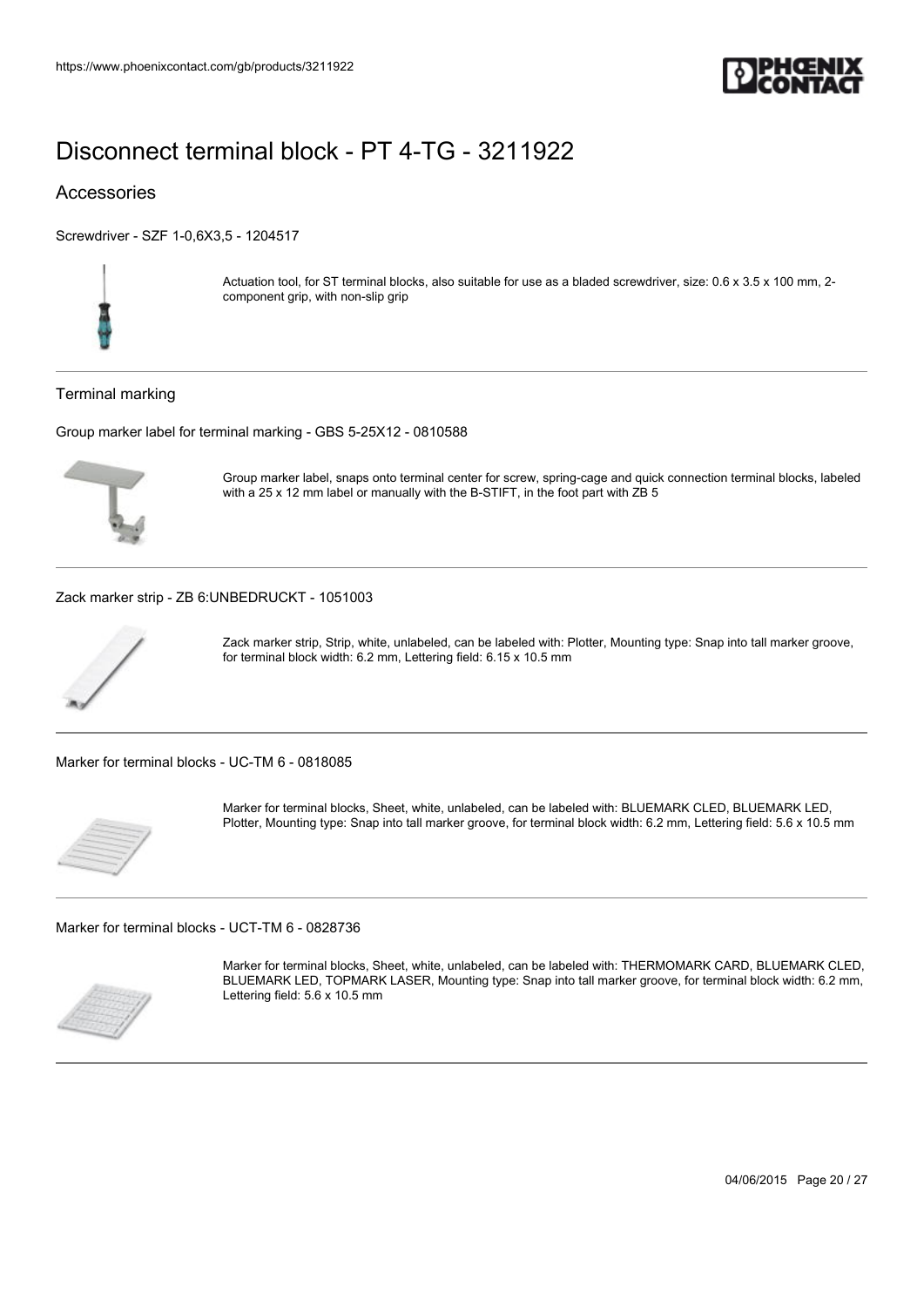# Disconnect terminal block - PT 4-TG - 3211922

## Accessories

Screwdriver - SZF 1-0,6X3,5 - 1204517

Actuation tool, for ST terminal blocks, also suitable for use as a bladed screwdriver, size: 0.6 x 3.5 x 100 mm, 2-component grip, with non-slip grip

### Terminal marking

Group marker label for terminal marking - GBS 5-25X12 - 0810588

Group marker label, snaps onto terminal center for screw, spring-cage and quick connection terminal blocks, labeled with a 25 x 12 mm label or manually with the B-STIFT, in the foot part with ZB 5

Zack marker strip - ZB 6:UNBEDRUCKT - 1051003

Zack marker strip, Strip, white, unlabeled, can be labeled with: Plotter, Mounting type: Snap into tall marker groove, for terminal block width: 6.2 mm, Lettering field: 6.15 x 10.5 mm

Marker for terminal blocks - UC-TM 6 - 0818085

Marker for terminal blocks, Sheet, white, unlabeled, can be labeled with: BLUEMARK CLED, BLUEMARK LED, Plotter, Mounting type: Snap into tall marker groove, for terminal block width: 6.2 mm, Lettering field: 5.6 x 10.5 mm

Marker for terminal blocks - UCT-TM 6 - 0828736

Marker for terminal blocks, Sheet, white, unlabeled, can be labeled with: THERMOMARK CARD, BLUEMARK CLED, BLUEMARK LED, TOPMARK LASER, Mounting type: Snap into tall marker groove, for terminal block width: 6.2 mm, Lettering field: 5.6 x 10.5 mm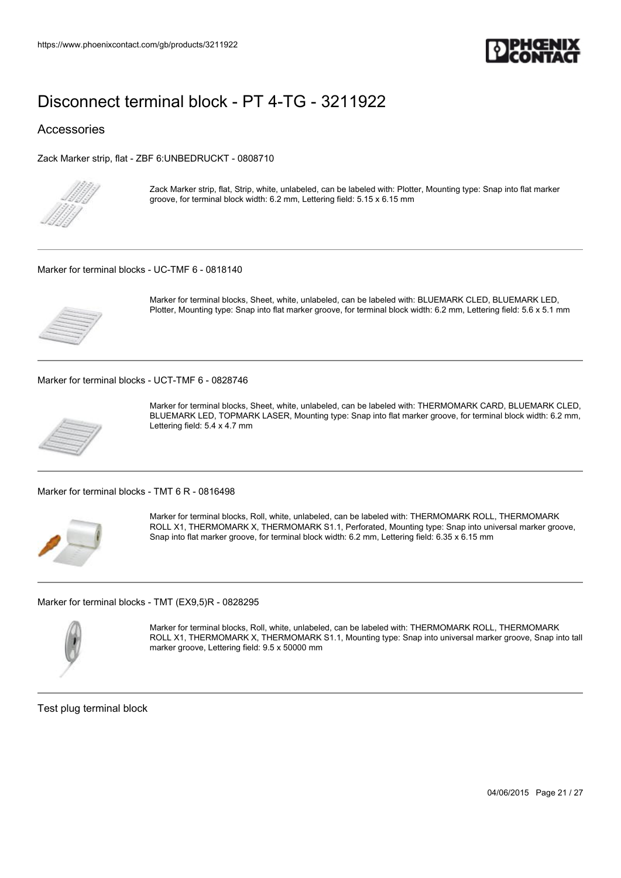# Disconnect terminal block - PT 4-TG - 3211922

## Accessories

Zack Marker strip, flat - ZBF 6:UNBEDRUCKT - 0808710

Zack Marker strip, flat, Strip, white, unlabeled, can be labeled with: Plotter, Mounting type: Snap into flat marker groove, for terminal block width: 6.2 mm, Lettering field: 5.15 x 6.15 mm

---

Marker for terminal blocks - UC-TMF 6 - 0818140

Marker for terminal blocks, Sheet, white, unlabeled, can be labeled with: BLUEMARK CLED, BLUEMARK LED, Plotter, Mounting type: Snap into flat marker groove, for terminal block width: 6.2 mm, Lettering field: 5.6 x 5.1 mm

---

Marker for terminal blocks - UCT-TMF 6 - 0828746

Marker for terminal blocks, Sheet, white, unlabeled, can be labeled with: THERMOMARK CARD, BLUEMARK CLED, BLUEMARK LED, TOPMARK LASER, Mounting type: Snap into flat marker groove, for terminal block width: 6.2 mm, Lettering field: 5.4 x 4.7 mm

---

Marker for terminal blocks - TMT 6 R - 0816498

Marker for terminal blocks, Roll, white, unlabeled, can be labeled with: THERMOMARK ROLL, THERMOMARK ROLL X1, THERMOMARK X, THERMOMARK S1.1, Perforated, Mounting type: Snap into universal marker groove, Snap into flat marker groove, for terminal block width: 6.2 mm, Lettering field: 6.35 x 6.15 mm

---

Marker for terminal blocks - TMT (EX9,5)R - 0828295

Marker for terminal blocks, Roll, white, unlabeled, can be labeled with: THERMOMARK ROLL, THERMOMARK ROLL X1, THERMOMARK X, THERMOMARK S1.1, Mounting type: Snap into universal marker groove, Snap into tall marker groove, Lettering field: 9.5 x 50000 mm

---

Test plug terminal block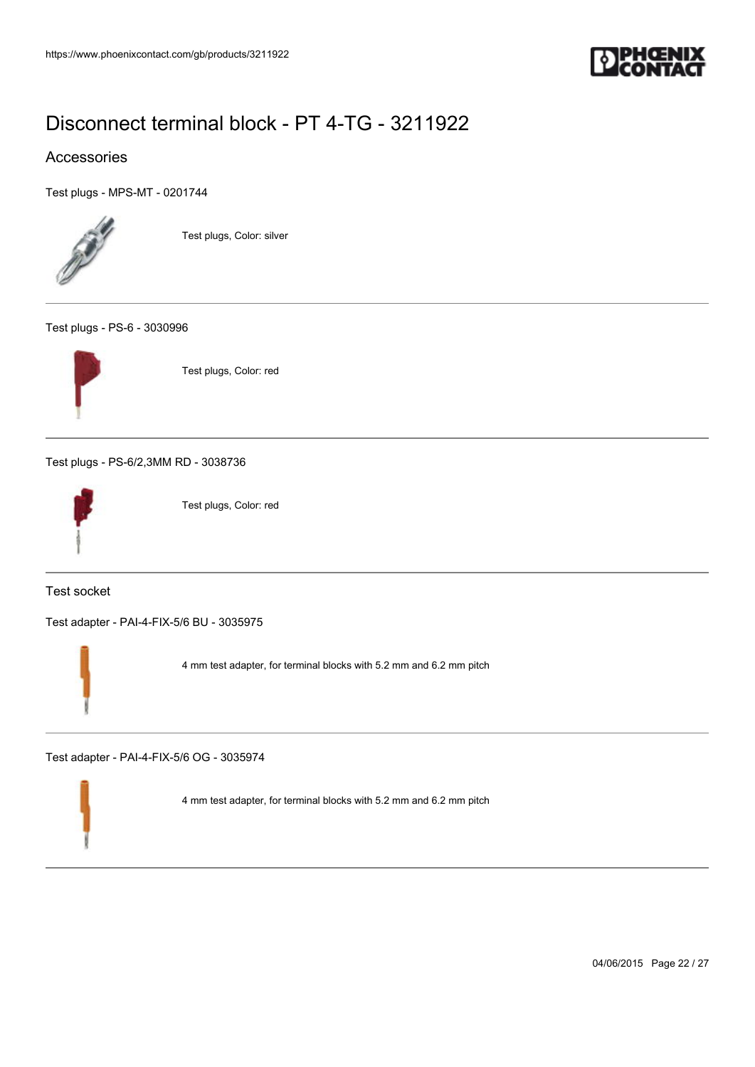# Disconnect terminal block - PT 4-TG - 3211922

## Accessories

Test plugs - MPS-MT - 0201744

Test plugs, Color: silver

Test plugs - PS-6 - 3030996

Test plugs, Color: red

Test plugs - PS-6/2,3MM RD - 3038736

Test plugs, Color: red

### Test socket

Test adapter - PAI-4-FIX-5/6 BU - 3035975

4 mm test adapter, for terminal blocks with 5.2 mm and 6.2 mm pitch

Test adapter - PAI-4-FIX-5/6 OG - 3035974

4 mm test adapter, for terminal blocks with 5.2 mm and 6.2 mm pitch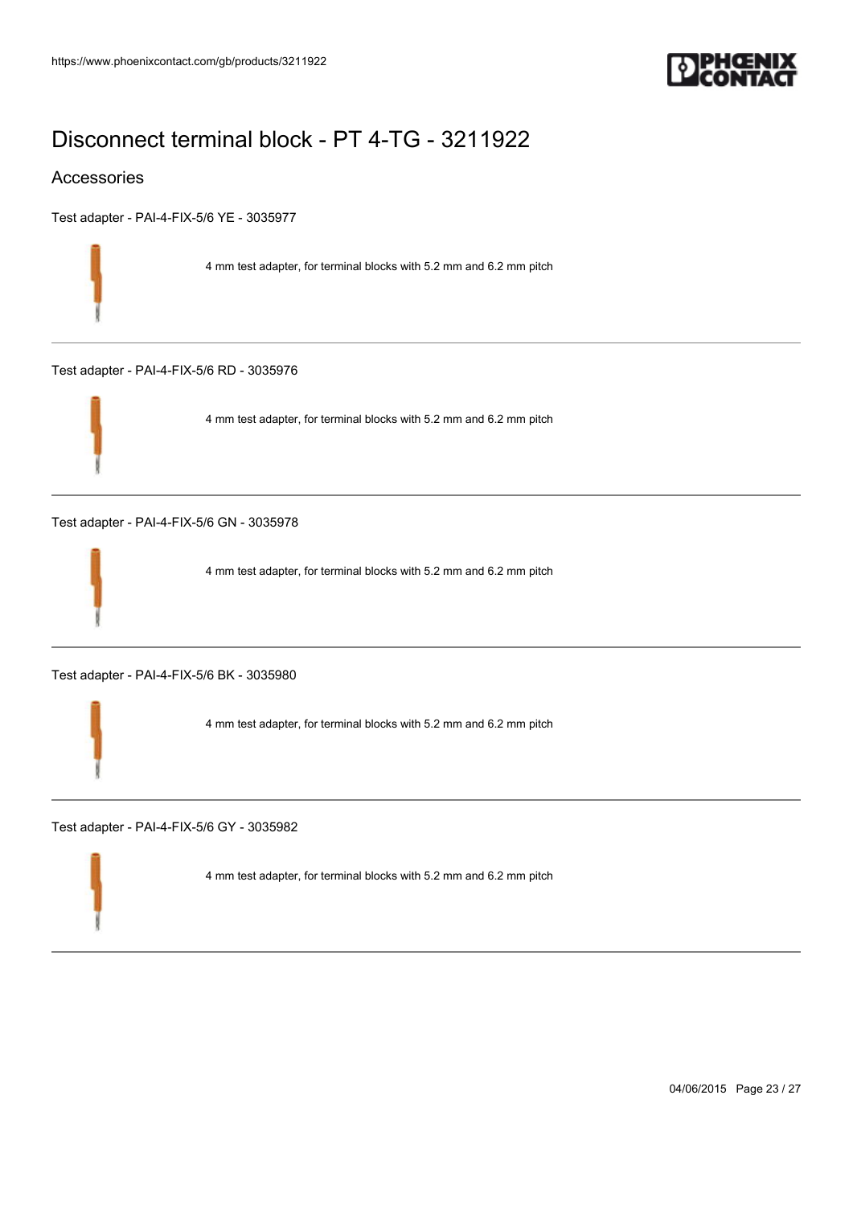# Disconnect terminal block - PT 4-TG - 3211922

## Accessories

Test adapter - PAI-4-FIX-5/6 YE - 3035977

4 mm test adapter, for terminal blocks with 5.2 mm and 6.2 mm pitch

---

Test adapter - PAI-4-FIX-5/6 RD - 3035976

4 mm test adapter, for terminal blocks with 5.2 mm and 6.2 mm pitch

---

Test adapter - PAI-4-FIX-5/6 GN - 3035978

4 mm test adapter, for terminal blocks with 5.2 mm and 6.2 mm pitch

---

Test adapter - PAI-4-FIX-5/6 BK - 3035980

4 mm test adapter, for terminal blocks with 5.2 mm and 6.2 mm pitch

---

Test adapter - PAI-4-FIX-5/6 GY - 3035982

4 mm test adapter, for terminal blocks with 5.2 mm and 6.2 mm pitch

---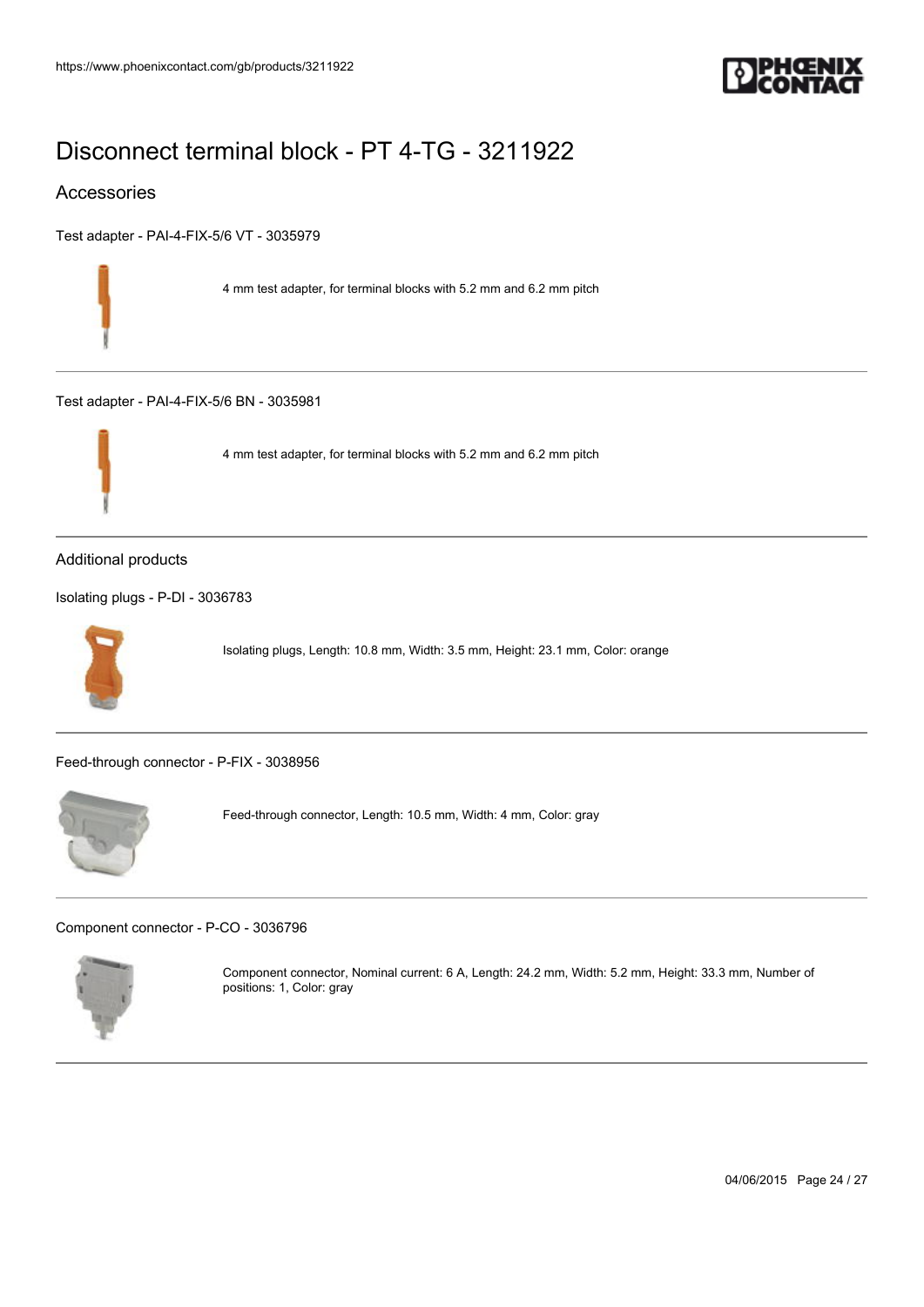# Disconnect terminal block - PT 4-TG - 3211922

## Accessories

Test adapter - PAI-4-FIX-5/6 VT - 3035979

4 mm test adapter, for terminal blocks with 5.2 mm and 6.2 mm pitch

---

Test adapter - PAI-4-FIX-5/6 BN - 3035981

4 mm test adapter, for terminal blocks with 5.2 mm and 6.2 mm pitch

---

## Additional products

Isolating plugs - P-DI - 3036783

Isolating plugs, Length: 10.8 mm, Width: 3.5 mm, Height: 23.1 mm, Color: orange

---

Feed-through connector - P-FIX - 3038956

Feed-through connector, Length: 10.5 mm, Width: 4 mm, Color: gray

---

Component connector - P-CO - 3036796

Component connector, Nominal current: 6 A, Length: 24.2 mm, Width: 5.2 mm, Height: 33.3 mm, Number of positions: 1, Color: gray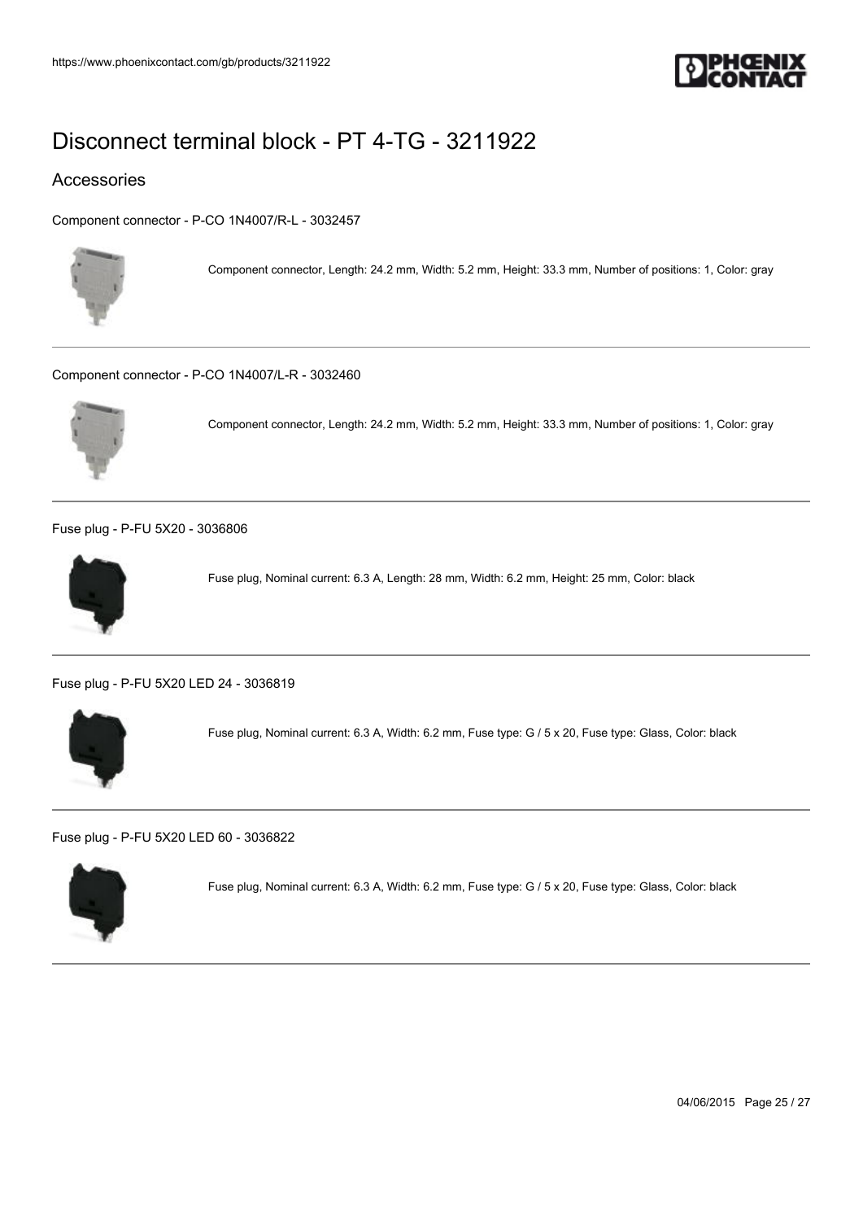# Disconnect terminal block - PT 4-TG - 3211922

## Accessories

Component connector - P-CO 1N4007/R-L - 3032457

Component connector, Length: 24.2 mm, Width: 5.2 mm, Height: 33.3 mm, Number of positions: 1, Color: gray

Component connector - P-CO 1N4007/L-R - 3032460

Component connector, Length: 24.2 mm, Width: 5.2 mm, Height: 33.3 mm, Number of positions: 1, Color: gray

Fuse plug - P-FU 5X20 - 3036806

Fuse plug, Nominal current: 6.3 A, Length: 28 mm, Width: 6.2 mm, Height: 25 mm, Color: black

Fuse plug - P-FU 5X20 LED 24 - 3036819

Fuse plug, Nominal current: 6.3 A, Width: 6.2 mm, Fuse type: G / 5 x 20, Fuse type: Glass, Color: black

Fuse plug - P-FU 5X20 LED 60 - 3036822

Fuse plug, Nominal current: 6.3 A, Width: 6.2 mm, Fuse type: G / 5 x 20, Fuse type: Glass, Color: black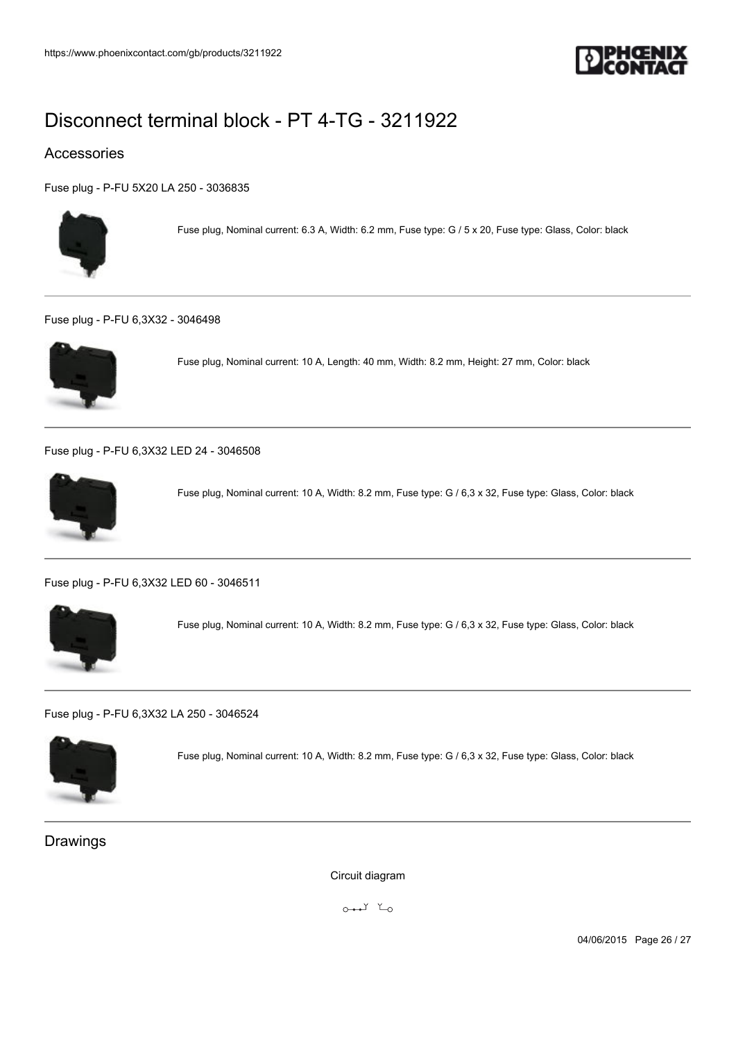# Disconnect terminal block - PT 4-TG - 3211922

## Accessories

Fuse plug - P-FU 5X20 LA 250 - 3036835

Fuse plug, Nominal current: 6.3 A, Width: 6.2 mm, Fuse type: G / 5 x 20, Fuse type: Glass, Color: black

---

Fuse plug - P-FU 6,3X32 - 3046498

Fuse plug, Nominal current: 10 A, Length: 40 mm, Width: 8.2 mm, Height: 27 mm, Color: black

---

Fuse plug - P-FU 6,3X32 LED 24 - 3046508

Fuse plug, Nominal current: 10 A, Width: 8.2 mm, Fuse type: G / 6,3 x 32, Fuse type: Glass, Color: black

---

Fuse plug - P-FU 6,3X32 LED 60 - 3046511

Fuse plug, Nominal current: 10 A, Width: 8.2 mm, Fuse type: G / 6,3 x 32, Fuse type: Glass, Color: black

---

Fuse plug - P-FU 6,3X32 LA 250 - 3046524

Fuse plug, Nominal current: 10 A, Width: 8.2 mm, Fuse type: G / 6,3 x 32, Fuse type: Glass, Color: black

---

## Drawings

Circuit diagram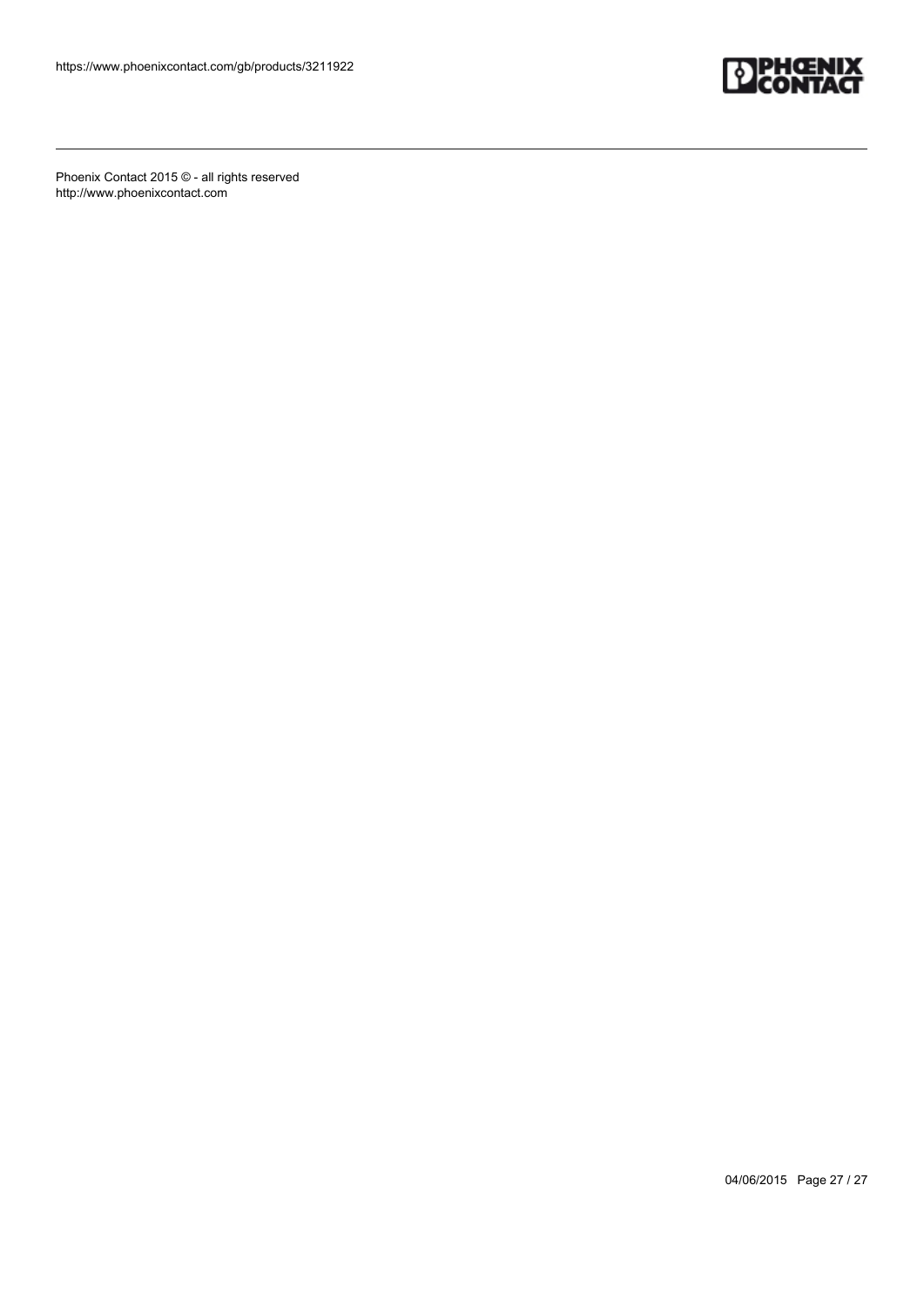Phoenix Contact 2015 © - all rights reserved
http://www.phoenixcontact.com